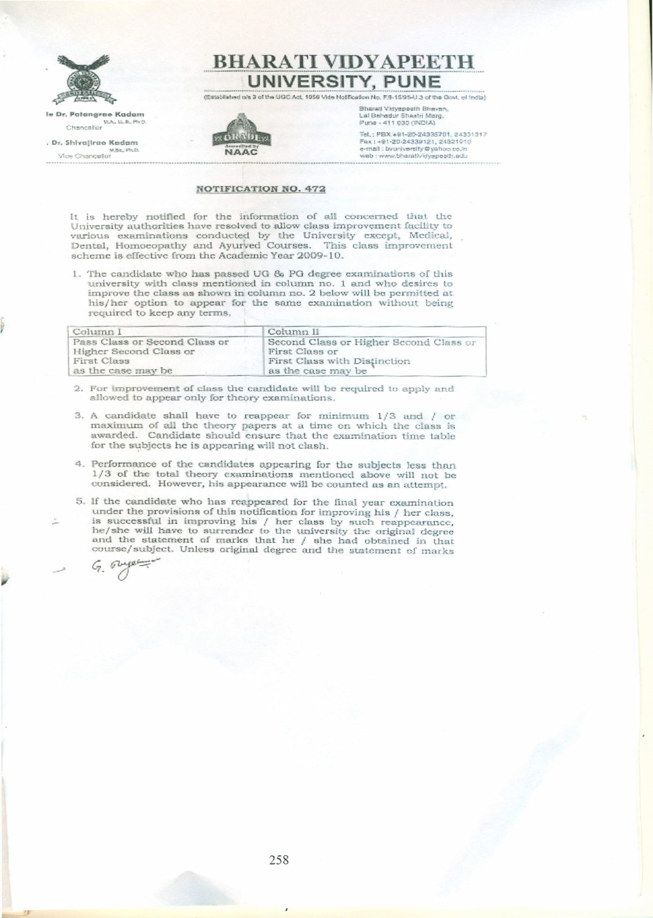# BHARATI VIDYAPEETH UNIVERSITY, PUNE

(Established u/s 3 of the UGC Act, 1956 Vide Notification No. F.9-15/95-U.3 of the Govt. of India)

Dr. Patangrao Kadam
M.A., LL.B., Ph.D.
Chancellor

Dr. Shivajirao Kadam
M.Sc., Ph.D.
Vice Chancellor

'A' GRADE
Accredited by NAAC

Bharati Vidyapeeth Bhavan,
Lal Bahadur Shastri Marg,
Pune - 411 030 (INDIA)

Tel.: PBX +91-20-24335701, 24331317
Fax: +91-20-24339121, 24321910
e-mail : bvuniversity@yahoo.co.in
web : www.bharatividyapeeth.edu

## NOTIFICATION NO. 472

It is hereby notified for the information of all concerned that the University authorities have resolved to allow class improvement facility to various examinations conducted by the University except, Medical, Dental, Homoeopathy and Ayurved Courses. This class improvement scheme is effective from the Academic Year 2009-10.

1. The candidate who has passed UG & PG degree examinations of this university with class mentioned in column no. 1 and who desires to improve the class as shown in column no. 2 below will be permitted at his/her option to appear for the same examination without being required to keep any terms.

| Column I | Column II |
|---|---|
| Pass Class or Second Class or Higher Second Class or First Class as the case may be | Second Class or Higher Second Class or First Class or First Class with Distinction as the case may be |

2. For improvement of class the candidate will be required to apply and allowed to appear only for theory examinations.

3. A candidate shall have to reappear for minimum 1/3 and / or maximum of all the theory papers at a time on which the class is awarded. Candidate should ensure that the examination time table for the subjects he is appearing will not clash.

4. Performance of the candidates appearing for the subjects less than 1/3 of the total theory examinations mentioned above will not be considered. However, his appearance will be counted as an attempt.

5. If the candidate who has reappeared for the final year examination under the provisions of this notification for improving his / her class, is successful in improving his / her class by such reappearance, he/she will have to surrender to the university the original degree and the statement of marks that he / she had obtained in that course/subject. Unless original degree and the statement of marks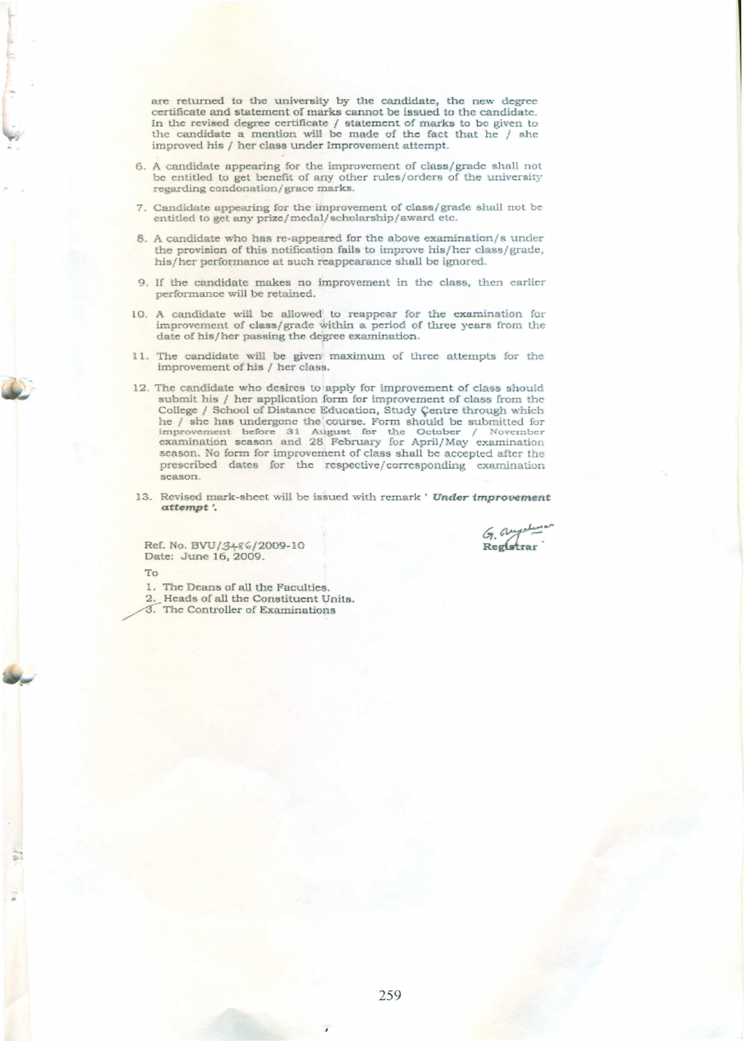are returned to the university by the candidate, the new degree certificate and statement of marks cannot be issued to the candidate. In the revised degree certificate / statement of marks to be given to the candidate a mention will be made of the fact that he / she improved his / her class under Improvement attempt.

6. A candidate appearing for the improvement of class/grade shall not be entitled to get benefit of any other rules/orders of the university regarding condonation/grace marks.

7. Candidate appearing for the improvement of class/grade shall not be entitled to get any prize/medal/scholarship/award etc.

8. A candidate who has re-appeared for the above examination/s under the provision of this notification fails to improve his/her class/grade, his/her performance at such reappearance shall be ignored.

9. If the candidate makes no improvement in the class, then earlier performance will be retained.

10. A candidate will be allowed to reappear for the examination for improvement of class/grade within a period of three years from the date of his/her passing the degree examination.

11. The candidate will be given maximum of three attempts for the improvement of his / her class.

12. The candidate who desires to apply for improvement of class should submit his / her application form for improvement of class from the College / School of Distance Education, Study Çentre through which he / she has undergone the course. Form should be submitted for improvement before 31 August for the October / November examination season and 28 February for April/May examination season. No form for improvement of class shall be accepted after the prescribed dates for the respective/corresponding examination season.

13. Revised mark-sheet will be issued with remark ' ***Under improvement attempt*** '.

Ref. No. BVU/3486/2009-10
Date: June 16, 2009.

Registrar

To

1. The Deans of all the Faculties.
2. Heads of all the Constituent Units.
3. The Controller of Examinations